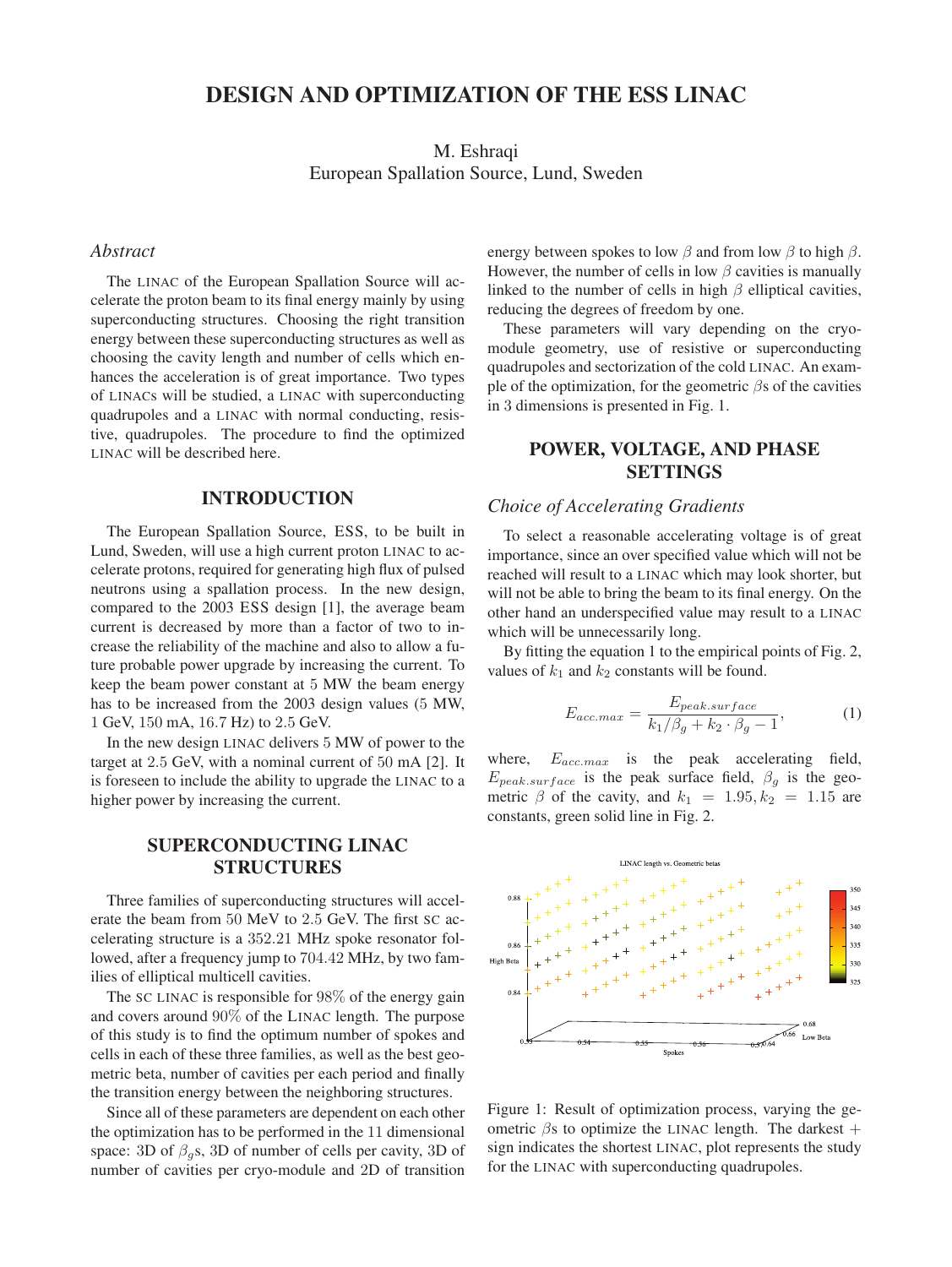# DESIGN AND OPTIMIZATION OF THE ESS LINAC

M. Eshraqi
European Spallation Source, Lund, Sweden

### *Abstract*

The LINAC of the European Spallation Source will accelerate the proton beam to its final energy mainly by using superconducting structures. Choosing the right transition energy between these superconducting structures as well as choosing the cavity length and number of cells which enhances the acceleration is of great importance. Two types of LINACs will be studied, a LINAC with superconducting quadrupoles and a LINAC with normal conducting, resistive, quadrupoles. The procedure to find the optimized LINAC will be described here.

## INTRODUCTION

The European Spallation Source, ESS, to be built in Lund, Sweden, will use a high current proton LINAC to accelerate protons, required for generating high flux of pulsed neutrons using a spallation process. In the new design, compared to the 2003 ESS design [1], the average beam current is decreased by more than a factor of two to increase the reliability of the machine and also to allow a future probable power upgrade by increasing the current. To keep the beam power constant at 5 MW the beam energy has to be increased from the 2003 design values (5 MW, 1 GeV, 150 mA, 16.7 Hz) to 2.5 GeV.

In the new design LINAC delivers 5 MW of power to the target at 2.5 GeV, with a nominal current of 50 mA [2]. It is foreseen to include the ability to upgrade the LINAC to a higher power by increasing the current.

## SUPERCONDUCTING LINAC STRUCTURES

Three families of superconducting structures will accelerate the beam from 50 MeV to 2.5 GeV. The first SC accelerating structure is a 352.21 MHz spoke resonator followed, after a frequency jump to 704.42 MHz, by two families of elliptical multicell cavities.

The SC LINAC is responsible for 98% of the energy gain and covers around 90% of the LINAC length. The purpose of this study is to find the optimum number of spokes and cells in each of these three families, as well as the best geometric beta, number of cavities per each period and finally the transition energy between the neighboring structures.

Since all of these parameters are dependent on each other the optimization has to be performed in the 11 dimensional space: 3D of $\beta_g$s, 3D of number of cells per cavity, 3D of number of cavities per cryo-module and 2D of transition energy between spokes to low $\beta$ and from low $\beta$ to high $\beta$. However, the number of cells in low $\beta$ cavities is manually linked to the number of cells in high $\beta$ elliptical cavities, reducing the degrees of freedom by one.

These parameters will vary depending on the cryo-module geometry, use of resistive or superconducting quadrupoles and sectorization of the cold LINAC. An example of the optimization, for the geometric $\beta$s of the cavities in 3 dimensions is presented in Fig. 1.

## POWER, VOLTAGE, AND PHASE SETTINGS

### *Choice of Accelerating Gradients*

To select a reasonable accelerating voltage is of great importance, since an over specified value which will not be reached will result to a LINAC which may look shorter, but will not be able to bring the beam to its final energy. On the other hand an underspecified value may result to a LINAC which will be unnecessarily long.

By fitting the equation 1 to the empirical points of Fig. 2, values of $k_1$ and $k_2$ constants will be found.

$$E_{acc.max} = \frac{E_{peak.surface}}{k_1/\beta_g + k_2 \cdot \beta_g - 1}, \qquad (1)$$

where, $E_{acc.max}$ is the peak accelerating field, $E_{peak.surface}$ is the peak surface field, $\beta_g$ is the geometric $\beta$ of the cavity, and $k_1 = 1.95, k_2 = 1.15$ are constants, green solid line in Fig. 2.

Figure 1: Result of optimization process, varying the geometric $\beta$s to optimize the LINAC length. The darkest + sign indicates the shortest LINAC, plot represents the study for the LINAC with superconducting quadrupoles.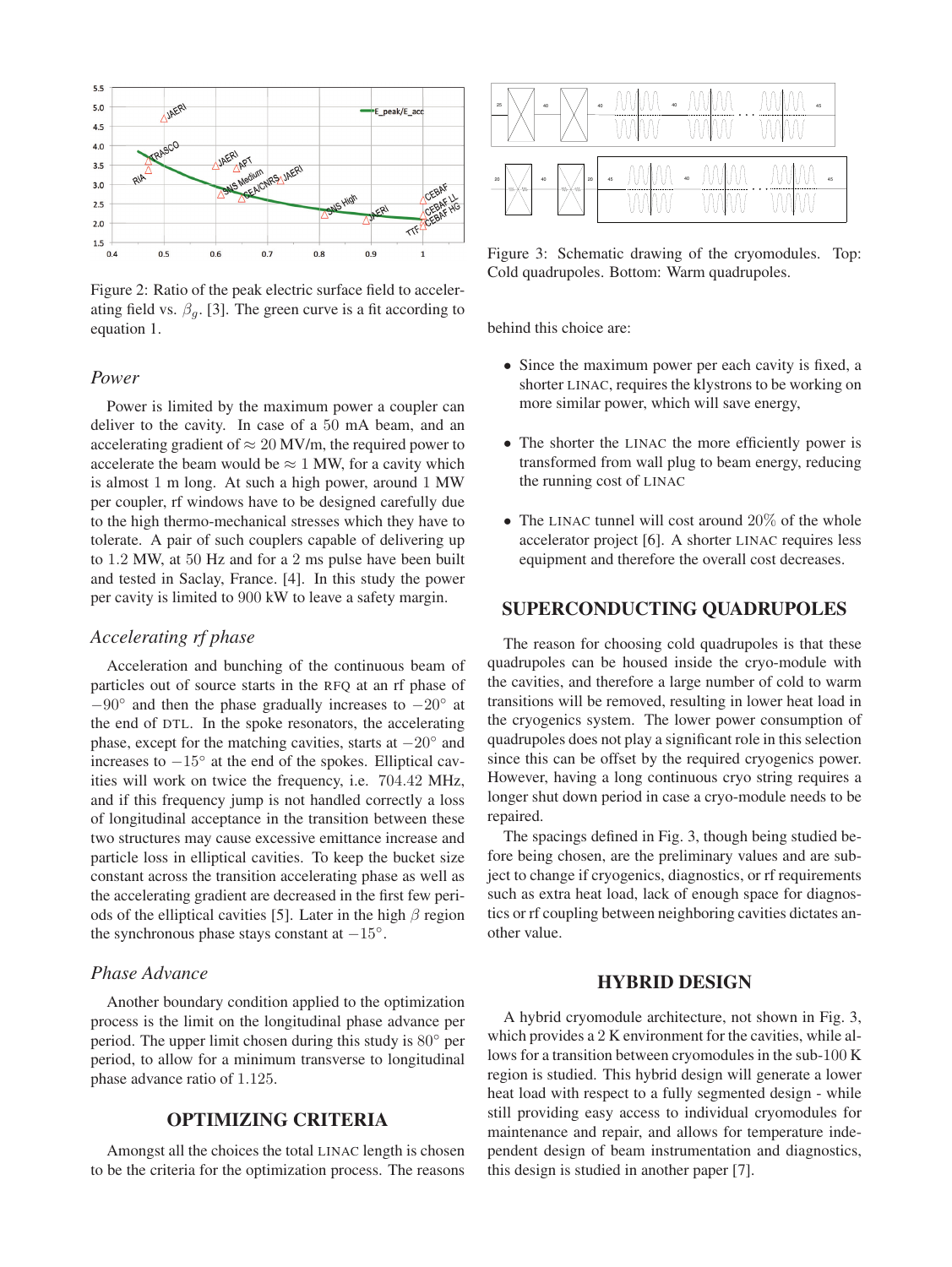Figure 2: Ratio of the peak electric surface field to accelerating field vs. $\beta_g$. [3]. The green curve is a fit according to equation 1.

### *Power*

Power is limited by the maximum power a coupler can deliver to the cavity. In case of a 50 mA beam, and an accelerating gradient of $\approx 20$ MV/m, the required power to accelerate the beam would be $\approx 1$ MW, for a cavity which is almost 1 m long. At such a high power, around 1 MW per coupler, rf windows have to be designed carefully due to the high thermo-mechanical stresses which they have to tolerate. A pair of such couplers capable of delivering up to 1.2 MW, at 50 Hz and for a 2 ms pulse have been built and tested in Saclay, France. [4]. In this study the power per cavity is limited to 900 kW to leave a safety margin.

### *Accelerating rf phase*

Acceleration and bunching of the continuous beam of particles out of source starts in the RFQ at an rf phase of $-90°$ and then the phase gradually increases to $-20°$ at the end of DTL. In the spoke resonators, the accelerating phase, except for the matching cavities, starts at $-20°$ and increases to $-15°$ at the end of the spokes. Elliptical cavities will work on twice the frequency, i.e. 704.42 MHz, and if this frequency jump is not handled correctly a loss of longitudinal acceptance in the transition between these two structures may cause excessive emittance increase and particle loss in elliptical cavities. To keep the bucket size constant across the transition accelerating phase as well as the accelerating gradient are decreased in the first few periods of the elliptical cavities [5]. Later in the high $\beta$ region the synchronous phase stays constant at $-15°$.

### *Phase Advance*

Another boundary condition applied to the optimization process is the limit on the longitudinal phase advance per period. The upper limit chosen during this study is $80°$ per period, to allow for a minimum transverse to longitudinal phase advance ratio of 1.125.

## OPTIMIZING CRITERIA

Amongst all the choices the total LINAC length is chosen to be the criteria for the optimization process. The reasons behind this choice are:

- Since the maximum power per each cavity is fixed, a shorter LINAC, requires the klystrons to be working on more similar power, which will save energy,
- The shorter the LINAC the more efficiently power is transformed from wall plug to beam energy, reducing the running cost of LINAC
- The LINAC tunnel will cost around 20% of the whole accelerator project [6]. A shorter LINAC requires less equipment and therefore the overall cost decreases.

Figure 3: Schematic drawing of the cryomodules. Top: Cold quadrupoles. Bottom: Warm quadrupoles.

## SUPERCONDUCTING QUADRUPOLES

The reason for choosing cold quadrupoles is that these quadrupoles can be housed inside the cryo-module with the cavities, and therefore a large number of cold to warm transitions will be removed, resulting in lower heat load in the cryogenics system. The lower power consumption of quadrupoles does not play a significant role in this selection since this can be offset by the required cryogenics power. However, having a long continuous cryo string requires a longer shut down period in case a cryo-module needs to be repaired.

The spacings defined in Fig. 3, though being studied before being chosen, are the preliminary values and are subject to change if cryogenics, diagnostics, or rf requirements such as extra heat load, lack of enough space for diagnostics or rf coupling between neighboring cavities dictates another value.

## HYBRID DESIGN

A hybrid cryomodule architecture, not shown in Fig. 3, which provides a 2 K environment for the cavities, while allows for a transition between cryomodules in the sub-100 K region is studied. This hybrid design will generate a lower heat load with respect to a fully segmented design - while still providing easy access to individual cryomodules for maintenance and repair, and allows for temperature independent design of beam instrumentation and diagnostics, this design is studied in another paper [7].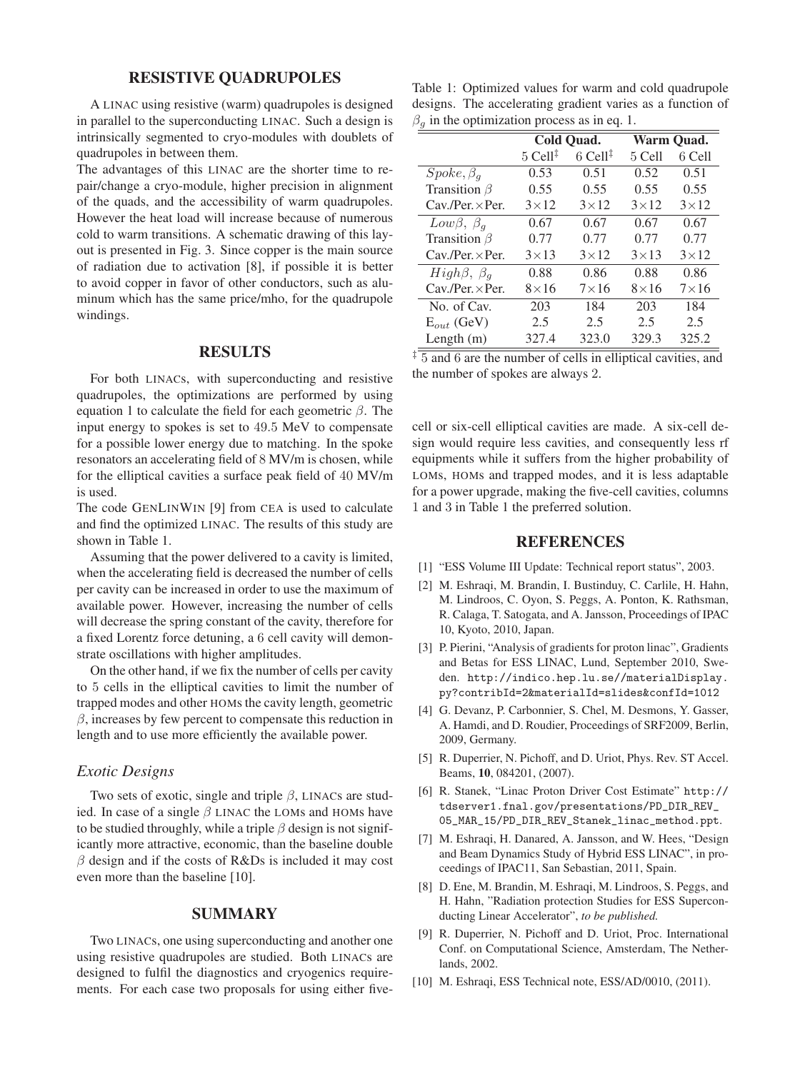## RESISTIVE QUADRUPOLES

A LINAC using resistive (warm) quadrupoles is designed in parallel to the superconducting LINAC. Such a design is intrinsically segmented to cryo-modules with doublets of quadrupoles in between them.

The advantages of this LINAC are the shorter time to repair/change a cryo-module, higher precision in alignment of the quads, and the accessibility of warm quadrupoles. However the heat load will increase because of numerous cold to warm transitions. A schematic drawing of this layout is presented in Fig. 3. Since copper is the main source of radiation due to activation [8], if possible it is better to avoid copper in favor of other conductors, such as aluminum which has the same price/mho, for the quadrupole windings.

## RESULTS

For both LINACs, with superconducting and resistive quadrupoles, the optimizations are performed by using equation 1 to calculate the field for each geometric $\beta$. The input energy to spokes is set to 49.5 MeV to compensate for a possible lower energy due to matching. In the spoke resonators an accelerating field of 8 MV/m is chosen, while for the elliptical cavities a surface peak field of 40 MV/m is used.

The code GENLINWIN [9] from CEA is used to calculate and find the optimized LINAC. The results of this study are shown in Table 1.

Assuming that the power delivered to a cavity is limited, when the accelerating field is decreased the number of cells per cavity can be increased in order to use the maximum of available power. However, increasing the number of cells will decrease the spring constant of the cavity, therefore for a fixed Lorentz force detuning, a 6 cell cavity will demonstrate oscillations with higher amplitudes.

On the other hand, if we fix the number of cells per cavity to 5 cells in the elliptical cavities to limit the number of trapped modes and other HOMs the cavity length, geometric $\beta$, increases by few percent to compensate this reduction in length and to use more efficiently the available power.

### Exotic Designs

Two sets of exotic, single and triple $\beta$, LINACs are studied. In case of a single $\beta$ LINAC the LOMs and HOMs have to be studied throughly, while a triple $\beta$ design is not significantly more attractive, economic, than the baseline double $\beta$ design and if the costs of R&Ds is included it may cost even more than the baseline [10].

## SUMMARY

Two LINACs, one using superconducting and another one using resistive quadrupoles are studied. Both LINACs are designed to fulfil the diagnostics and cryogenics requirements. For each case two proposals for using either five-cell or six-cell elliptical cavities are made. A six-cell design would require less cavities, and consequently less rf equipments while it suffers from the higher probability of LOMs, HOMs and trapped modes, and it is less adaptable for a power upgrade, making the five-cell cavities, columns 1 and 3 in Table 1 the preferred solution.

Table 1: Optimized values for warm and cold quadrupole designs. The accelerating gradient varies as a function of $\beta_g$ in the optimization process as in eq. 1.

| | Cold Quad. | | Warm Quad. | |
|---|---|---|---|---|
| | 5 Cell‡ | 6 Cell‡ | 5 Cell | 6 Cell |
| $Spoke, \beta_g$ | 0.53 | 0.51 | 0.52 | 0.51 |
| Transition $\beta$ | 0.55 | 0.55 | 0.55 | 0.55 |
| Cav./Per.×Per. | 3×12 | 3×12 | 3×12 | 3×12 |
| $Low\beta,\ \beta_g$ | 0.67 | 0.67 | 0.67 | 0.67 |
| Transition $\beta$ | 0.77 | 0.77 | 0.77 | 0.77 |
| Cav./Per.×Per. | 3×13 | 3×12 | 3×13 | 3×12 |
| $High\beta,\ \beta_g$ | 0.88 | 0.86 | 0.88 | 0.86 |
| Cav./Per.×Per. | 8×16 | 7×16 | 8×16 | 7×16 |
| No. of Cav. | 203 | 184 | 203 | 184 |
| $E_{out}$ (GeV) | 2.5 | 2.5 | 2.5 | 2.5 |
| Length (m) | 327.4 | 323.0 | 329.3 | 325.2 |

‡ 5 and 6 are the number of cells in elliptical cavities, and the number of spokes are always 2.

## REFERENCES

[1] "ESS Volume III Update: Technical report status", 2003.

[2] M. Eshraqi, M. Brandin, I. Bustinduy, C. Carlile, H. Hahn, M. Lindroos, C. Oyon, S. Peggs, A. Ponton, K. Rathsman, R. Calaga, T. Satogata, and A. Jansson, Proceedings of IPAC 10, Kyoto, 2010, Japan.

[3] P. Pierini, "Analysis of gradients for proton linac", Gradients and Betas for ESS LINAC, Lund, September 2010, Sweden. http://indico.hep.lu.se//materialDisplay.py?contribId=2&materialId=slides&confId=1012

[4] G. Devanz, P. Carbonnier, S. Chel, M. Desmons, Y. Gasser, A. Hamdi, and D. Roudier, Proceedings of SRF2009, Berlin, 2009, Germany.

[5] R. Duperrier, N. Pichoff, and D. Uriot, Phys. Rev. ST Accel. Beams, **10**, 084201, (2007).

[6] R. Stanek, "Linac Proton Driver Cost Estimate" http://tdserver1.fnal.gov/presentations/PD_DIR_REV_05_MAR_15/PD_DIR_REV_Stanek_linac_method.ppt.

[7] M. Eshraqi, H. Danared, A. Jansson, and W. Hees, "Design and Beam Dynamics Study of Hybrid ESS LINAC", in proceedings of IPAC11, San Sebastian, 2011, Spain.

[8] D. Ene, M. Brandin, M. Eshraqi, M. Lindroos, S. Peggs, and H. Hahn, "Radiation protection Studies for ESS Superconducting Linear Accelerator", *to be published.*

[9] R. Duperrier, N. Pichoff and D. Uriot, Proc. International Conf. on Computational Science, Amsterdam, The Netherlands, 2002.

[10] M. Eshraqi, ESS Technical note, ESS/AD/0010, (2011).